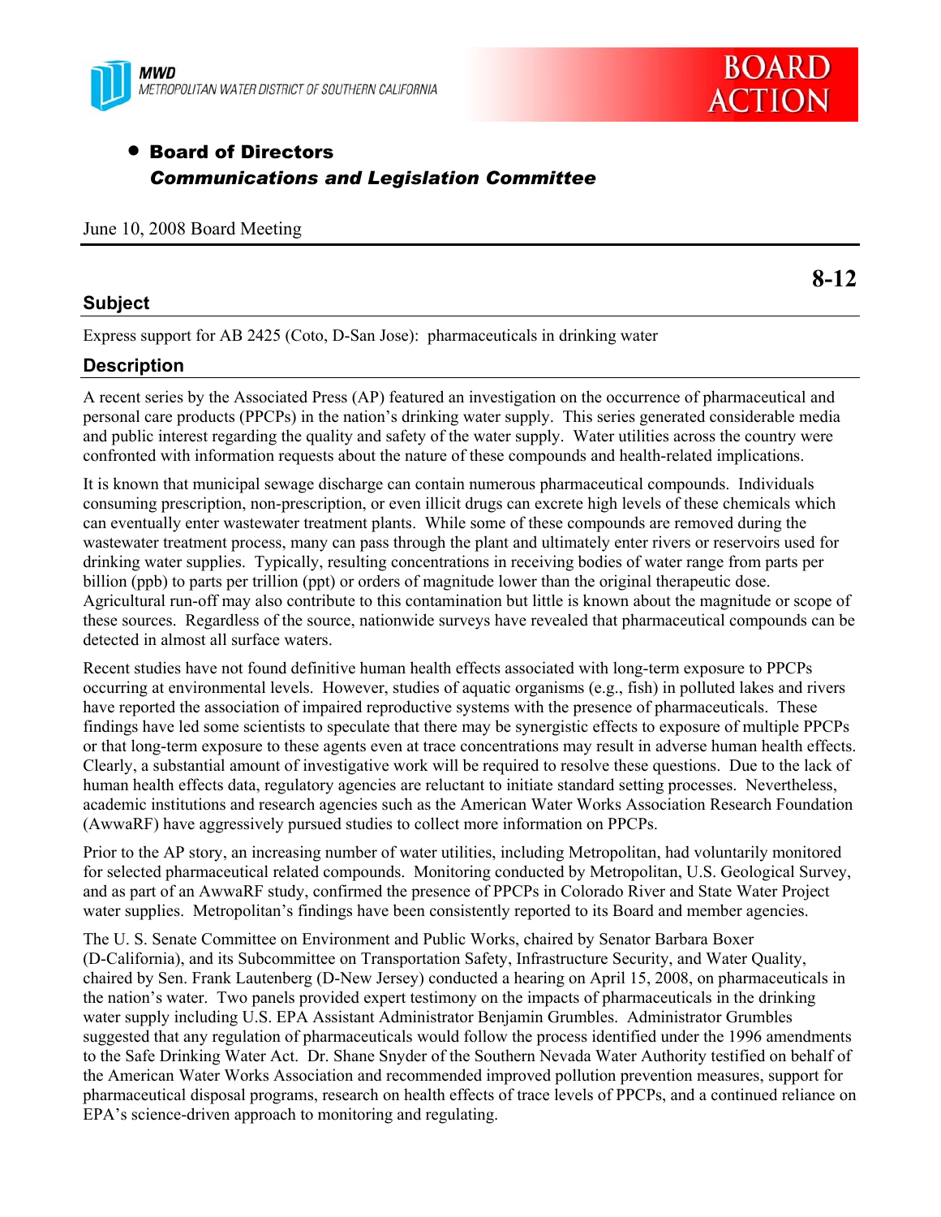MWD
METROPOLITAN WATER DISTRICT OF SOUTHERN CALIFORNIA

BOARD ACTION

- **Board of Directors**
  ***Communications and Legislation Committee***

June 10, 2008 Board Meeting

**8-12**

## Subject

Express support for AB 2425 (Coto, D-San Jose): pharmaceuticals in drinking water

## Description

A recent series by the Associated Press (AP) featured an investigation on the occurrence of pharmaceutical and personal care products (PPCPs) in the nation's drinking water supply. This series generated considerable media and public interest regarding the quality and safety of the water supply. Water utilities across the country were confronted with information requests about the nature of these compounds and health-related implications.

It is known that municipal sewage discharge can contain numerous pharmaceutical compounds. Individuals consuming prescription, non-prescription, or even illicit drugs can excrete high levels of these chemicals which can eventually enter wastewater treatment plants. While some of these compounds are removed during the wastewater treatment process, many can pass through the plant and ultimately enter rivers or reservoirs used for drinking water supplies. Typically, resulting concentrations in receiving bodies of water range from parts per billion (ppb) to parts per trillion (ppt) or orders of magnitude lower than the original therapeutic dose. Agricultural run-off may also contribute to this contamination but little is known about the magnitude or scope of these sources. Regardless of the source, nationwide surveys have revealed that pharmaceutical compounds can be detected in almost all surface waters.

Recent studies have not found definitive human health effects associated with long-term exposure to PPCPs occurring at environmental levels. However, studies of aquatic organisms (e.g., fish) in polluted lakes and rivers have reported the association of impaired reproductive systems with the presence of pharmaceuticals. These findings have led some scientists to speculate that there may be synergistic effects to exposure of multiple PPCPs or that long-term exposure to these agents even at trace concentrations may result in adverse human health effects. Clearly, a substantial amount of investigative work will be required to resolve these questions. Due to the lack of human health effects data, regulatory agencies are reluctant to initiate standard setting processes. Nevertheless, academic institutions and research agencies such as the American Water Works Association Research Foundation (AwwaRF) have aggressively pursued studies to collect more information on PPCPs.

Prior to the AP story, an increasing number of water utilities, including Metropolitan, had voluntarily monitored for selected pharmaceutical related compounds. Monitoring conducted by Metropolitan, U.S. Geological Survey, and as part of an AwwaRF study, confirmed the presence of PPCPs in Colorado River and State Water Project water supplies. Metropolitan's findings have been consistently reported to its Board and member agencies.

The U. S. Senate Committee on Environment and Public Works, chaired by Senator Barbara Boxer (D-California), and its Subcommittee on Transportation Safety, Infrastructure Security, and Water Quality, chaired by Sen. Frank Lautenberg (D-New Jersey) conducted a hearing on April 15, 2008, on pharmaceuticals in the nation's water. Two panels provided expert testimony on the impacts of pharmaceuticals in the drinking water supply including U.S. EPA Assistant Administrator Benjamin Grumbles. Administrator Grumbles suggested that any regulation of pharmaceuticals would follow the process identified under the 1996 amendments to the Safe Drinking Water Act. Dr. Shane Snyder of the Southern Nevada Water Authority testified on behalf of the American Water Works Association and recommended improved pollution prevention measures, support for pharmaceutical disposal programs, research on health effects of trace levels of PPCPs, and a continued reliance on EPA's science-driven approach to monitoring and regulating.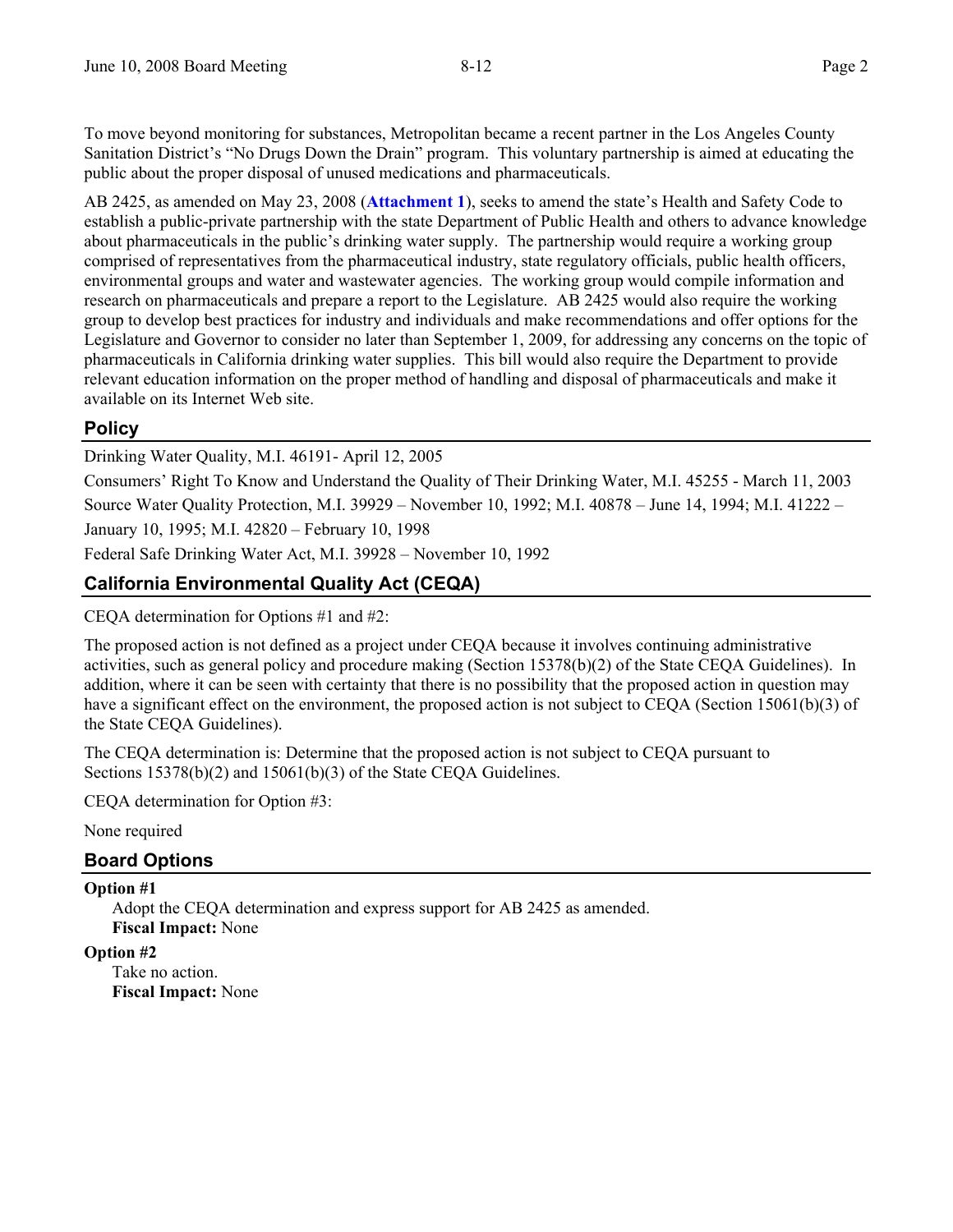To move beyond monitoring for substances, Metropolitan became a recent partner in the Los Angeles County Sanitation District's "No Drugs Down the Drain" program. This voluntary partnership is aimed at educating the public about the proper disposal of unused medications and pharmaceuticals.

AB 2425, as amended on May 23, 2008 (**Attachment 1**), seeks to amend the state's Health and Safety Code to establish a public-private partnership with the state Department of Public Health and others to advance knowledge about pharmaceuticals in the public's drinking water supply. The partnership would require a working group comprised of representatives from the pharmaceutical industry, state regulatory officials, public health officers, environmental groups and water and wastewater agencies. The working group would compile information and research on pharmaceuticals and prepare a report to the Legislature. AB 2425 would also require the working group to develop best practices for industry and individuals and make recommendations and offer options for the Legislature and Governor to consider no later than September 1, 2009, for addressing any concerns on the topic of pharmaceuticals in California drinking water supplies. This bill would also require the Department to provide relevant education information on the proper method of handling and disposal of pharmaceuticals and make it available on its Internet Web site.

## Policy

Drinking Water Quality, M.I. 46191- April 12, 2005

Consumers' Right To Know and Understand the Quality of Their Drinking Water, M.I. 45255 - March 11, 2003

Source Water Quality Protection, M.I. 39929 – November 10, 1992; M.I. 40878 – June 14, 1994; M.I. 41222 – January 10, 1995; M.I. 42820 – February 10, 1998

Federal Safe Drinking Water Act, M.I. 39928 – November 10, 1992

## California Environmental Quality Act (CEQA)

CEQA determination for Options #1 and #2:

The proposed action is not defined as a project under CEQA because it involves continuing administrative activities, such as general policy and procedure making (Section 15378(b)(2) of the State CEQA Guidelines). In addition, where it can be seen with certainty that there is no possibility that the proposed action in question may have a significant effect on the environment, the proposed action is not subject to CEQA (Section 15061(b)(3) of the State CEQA Guidelines).

The CEQA determination is: Determine that the proposed action is not subject to CEQA pursuant to Sections 15378(b)(2) and 15061(b)(3) of the State CEQA Guidelines.

CEQA determination for Option #3:

None required

## Board Options

**Option #1**

Adopt the CEQA determination and express support for AB 2425 as amended.
**Fiscal Impact:** None

**Option #2**

Take no action.
**Fiscal Impact:** None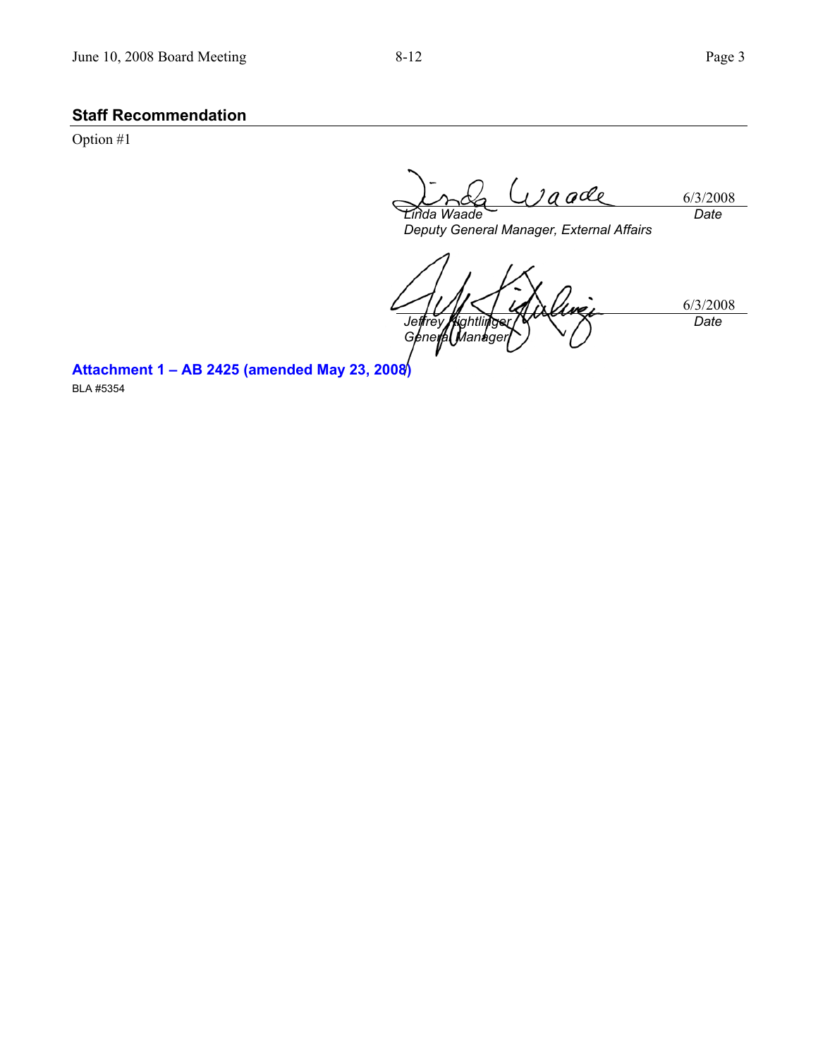## Staff Recommendation

Option #1

| | |
|---|---|
| *Linda Waade* | 6/3/2008 |
| *Deputy General Manager, External Affairs* | *Date* |

| | |
|---|---|
| *Jeffrey Kightlinger* | 6/3/2008 |
| *General Manager* | *Date* |

**Attachment 1 – AB 2425 (amended May 23, 2008)**

BLA #5354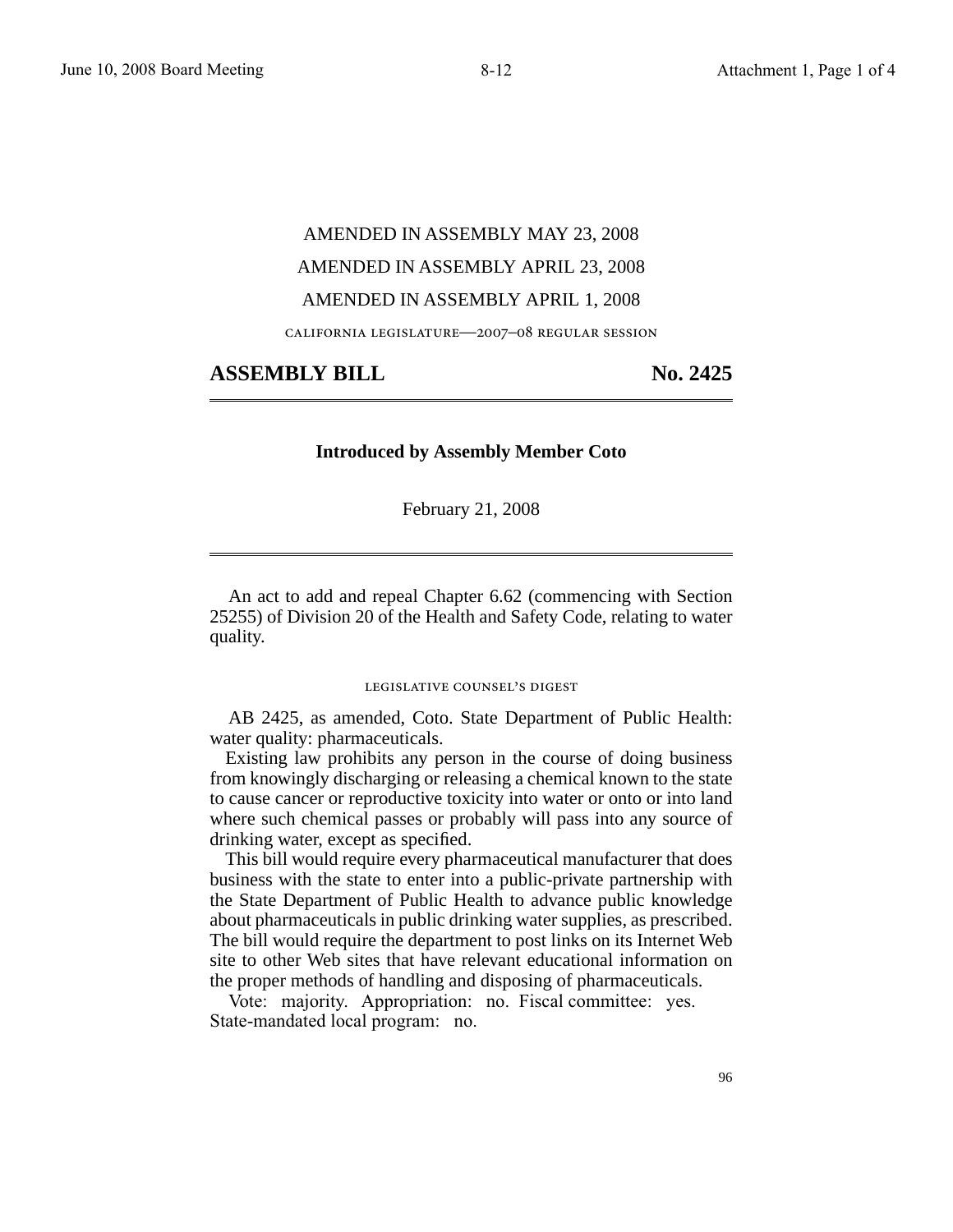AMENDED IN ASSEMBLY MAY 23, 2008

AMENDED IN ASSEMBLY APRIL 23, 2008

AMENDED IN ASSEMBLY APRIL 1, 2008

CALIFORNIA LEGISLATURE—2007–08 REGULAR SESSION

# ASSEMBLY BILL No. 2425

**Introduced by Assembly Member Coto**

February 21, 2008

An act to add and repeal Chapter 6.62 (commencing with Section 25255) of Division 20 of the Health and Safety Code, relating to water quality.

LEGISLATIVE COUNSEL'S DIGEST

AB 2425, as amended, Coto. State Department of Public Health: water quality: pharmaceuticals.

Existing law prohibits any person in the course of doing business from knowingly discharging or releasing a chemical known to the state to cause cancer or reproductive toxicity into water or onto or into land where such chemical passes or probably will pass into any source of drinking water, except as specified.

This bill would require every pharmaceutical manufacturer that does business with the state to enter into a public-private partnership with the State Department of Public Health to advance public knowledge about pharmaceuticals in public drinking water supplies, as prescribed. The bill would require the department to post links on its Internet Web site to other Web sites that have relevant educational information on the proper methods of handling and disposing of pharmaceuticals.

Vote: majority. Appropriation: no. Fiscal committee: yes. State-mandated local program: no.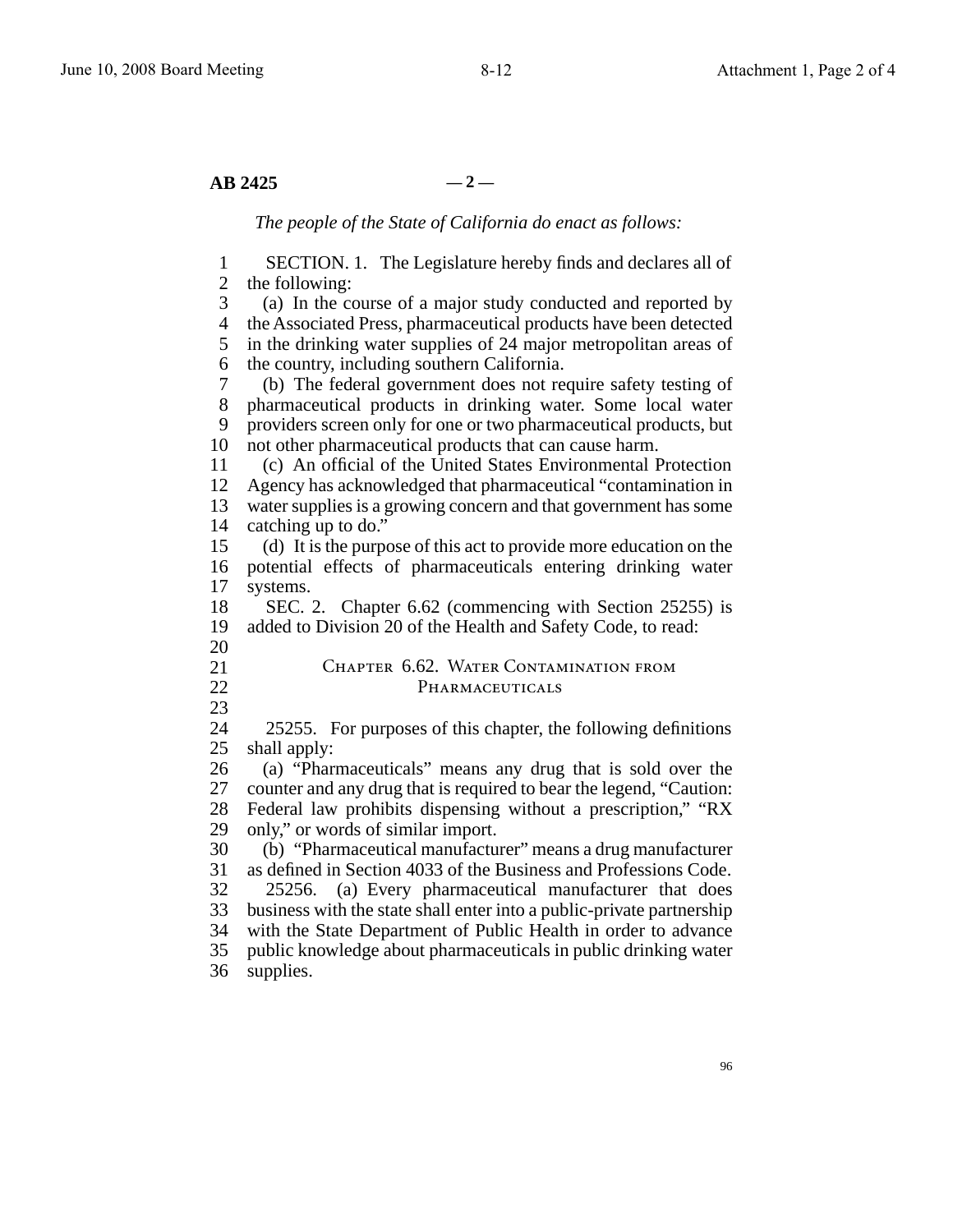**AB 2425**

*The people of the State of California do enact as follows:*

SECTION. 1. The Legislature hereby finds and declares all of the following:

(a) In the course of a major study conducted and reported by the Associated Press, pharmaceutical products have been detected in the drinking water supplies of 24 major metropolitan areas of the country, including southern California.

(b) The federal government does not require safety testing of pharmaceutical products in drinking water. Some local water providers screen only for one or two pharmaceutical products, but not other pharmaceutical products that can cause harm.

(c) An official of the United States Environmental Protection Agency has acknowledged that pharmaceutical "contamination in water supplies is a growing concern and that government has some catching up to do."

(d) It is the purpose of this act to provide more education on the potential effects of pharmaceuticals entering drinking water systems.

SEC. 2. Chapter 6.62 (commencing with Section 25255) is added to Division 20 of the Health and Safety Code, to read:

## Chapter 6.62. Water Contamination from Pharmaceuticals

25255. For purposes of this chapter, the following definitions shall apply:

(a) "Pharmaceuticals" means any drug that is sold over the counter and any drug that is required to bear the legend, "Caution: Federal law prohibits dispensing without a prescription," "RX only," or words of similar import.

(b) "Pharmaceutical manufacturer" means a drug manufacturer as defined in Section 4033 of the Business and Professions Code.

25256. (a) Every pharmaceutical manufacturer that does business with the state shall enter into a public-private partnership with the State Department of Public Health in order to advance public knowledge about pharmaceuticals in public drinking water supplies.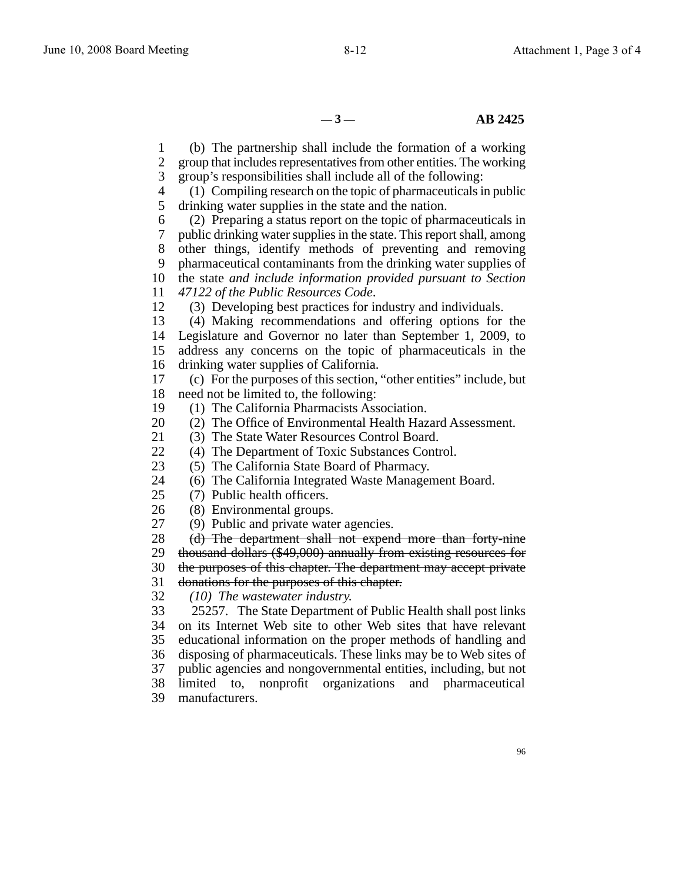(b) The partnership shall include the formation of a working group that includes representatives from other entities. The working group's responsibilities shall include all of the following:

(1) Compiling research on the topic of pharmaceuticals in public drinking water supplies in the state and the nation.

(2) Preparing a status report on the topic of pharmaceuticals in public drinking water supplies in the state. This report shall, among other things, identify methods of preventing and removing pharmaceutical contaminants from the drinking water supplies of the state *and include information provided pursuant to Section 47122 of the Public Resources Code*.

(3) Developing best practices for industry and individuals.

(4) Making recommendations and offering options for the Legislature and Governor no later than September 1, 2009, to address any concerns on the topic of pharmaceuticals in the drinking water supplies of California.

(c) For the purposes of this section, "other entities" include, but need not be limited to, the following:

(1) The California Pharmacists Association.

(2) The Office of Environmental Health Hazard Assessment.

(3) The State Water Resources Control Board.

(4) The Department of Toxic Substances Control.

(5) The California State Board of Pharmacy.

(6) The California Integrated Waste Management Board.

(7) Public health officers.

(8) Environmental groups.

(9) Public and private water agencies.

~~(d) The department shall not expend more than forty-nine thousand dollars ($49,000) annually from existing resources for the purposes of this chapter. The department may accept private donations for the purposes of this chapter.~~

*(10) The wastewater industry.*

25257. The State Department of Public Health shall post links on its Internet Web site to other Web sites that have relevant educational information on the proper methods of handling and disposing of pharmaceuticals. These links may be to Web sites of public agencies and nongovernmental entities, including, but not limited to, nonprofit organizations and pharmaceutical manufacturers.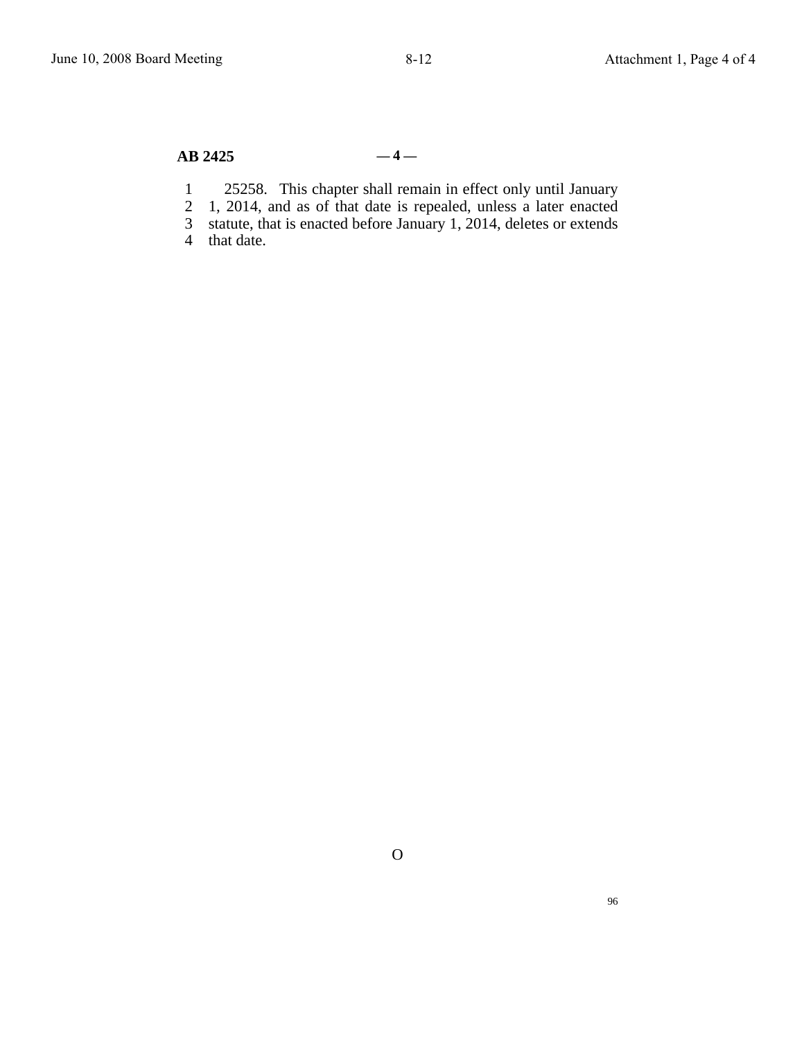25258. This chapter shall remain in effect only until January 1, 2014, and as of that date is repealed, unless a later enacted statute, that is enacted before January 1, 2014, deletes or extends that date.

O